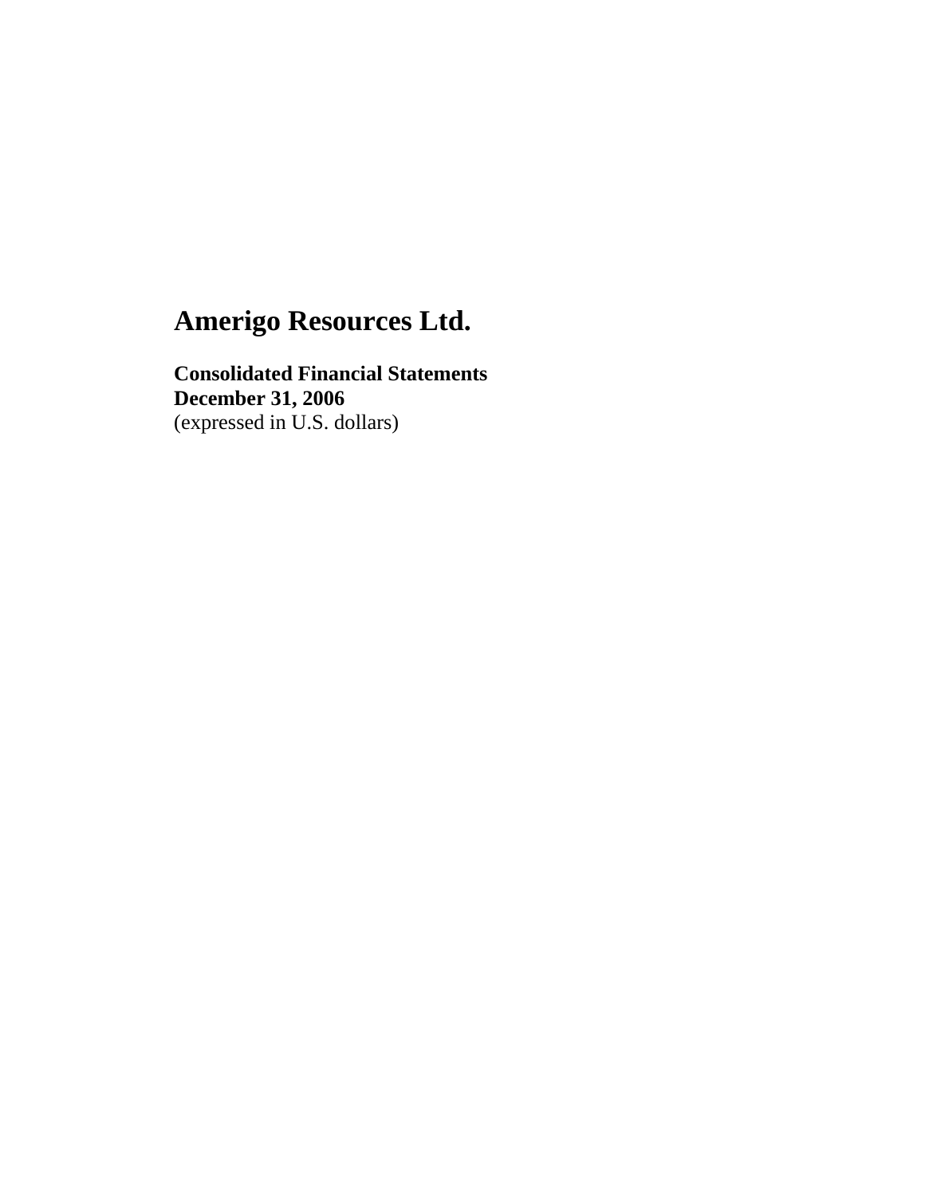# Amerigo Resources Ltd.

**Consolidated Financial Statements**
**December 31, 2006**
(expressed in U.S. dollars)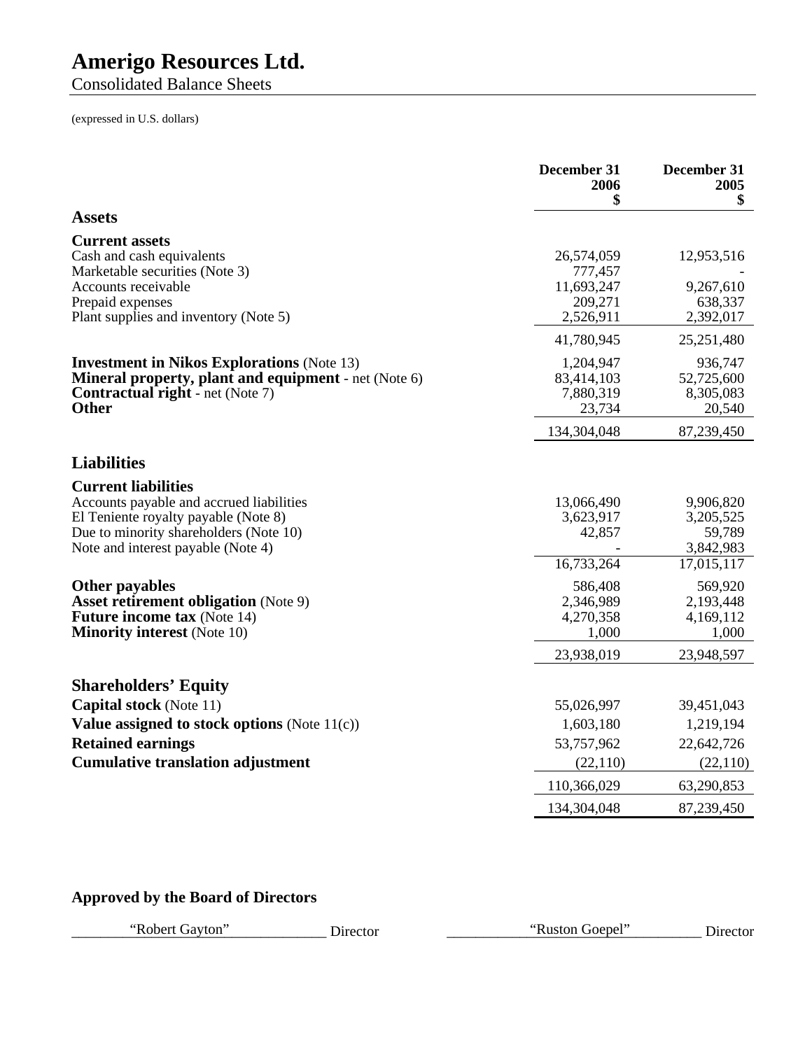# Amerigo Resources Ltd.

Consolidated Balance Sheets

(expressed in U.S. dollars)

| | December 31 2006 $ | December 31 2005 $ |
|---|---|---|
| **Assets** | | |
| **Current assets** | | |
| Cash and cash equivalents | 26,574,059 | 12,953,516 |
| Marketable securities (Note 3) | 777,457 | - |
| Accounts receivable | 11,693,247 | 9,267,610 |
| Prepaid expenses | 209,271 | 638,337 |
| Plant supplies and inventory (Note 5) | 2,526,911 | 2,392,017 |
| | 41,780,945 | 25,251,480 |
| **Investment in Nikos Explorations** (Note 13) | 1,204,947 | 936,747 |
| **Mineral property, plant and equipment** - net (Note 6) | 83,414,103 | 52,725,600 |
| **Contractual right** - net (Note 7) | 7,880,319 | 8,305,083 |
| **Other** | 23,734 | 20,540 |
| | 134,304,048 | 87,239,450 |
| **Liabilities** | | |
| **Current liabilities** | | |
| Accounts payable and accrued liabilities | 13,066,490 | 9,906,820 |
| El Teniente royalty payable (Note 8) | 3,623,917 | 3,205,525 |
| Due to minority shareholders (Note 10) | 42,857 | 59,789 |
| Note and interest payable (Note 4) | - | 3,842,983 |
| | 16,733,264 | 17,015,117 |
| **Other payables** | 586,408 | 569,920 |
| **Asset retirement obligation** (Note 9) | 2,346,989 | 2,193,448 |
| **Future income tax** (Note 14) | 4,270,358 | 4,169,112 |
| **Minority interest** (Note 10) | 1,000 | 1,000 |
| | 23,938,019 | 23,948,597 |
| **Shareholders' Equity** | | |
| **Capital stock** (Note 11) | 55,026,997 | 39,451,043 |
| **Value assigned to stock options** (Note 11(c)) | 1,603,180 | 1,219,194 |
| **Retained earnings** | 53,757,962 | 22,642,726 |
| **Cumulative translation adjustment** | (22,110) | (22,110) |
| | 110,366,029 | 63,290,853 |
| | 134,304,048 | 87,239,450 |

**Approved by the Board of Directors**

"Robert Gayton" Director        "Ruston Goepel" Director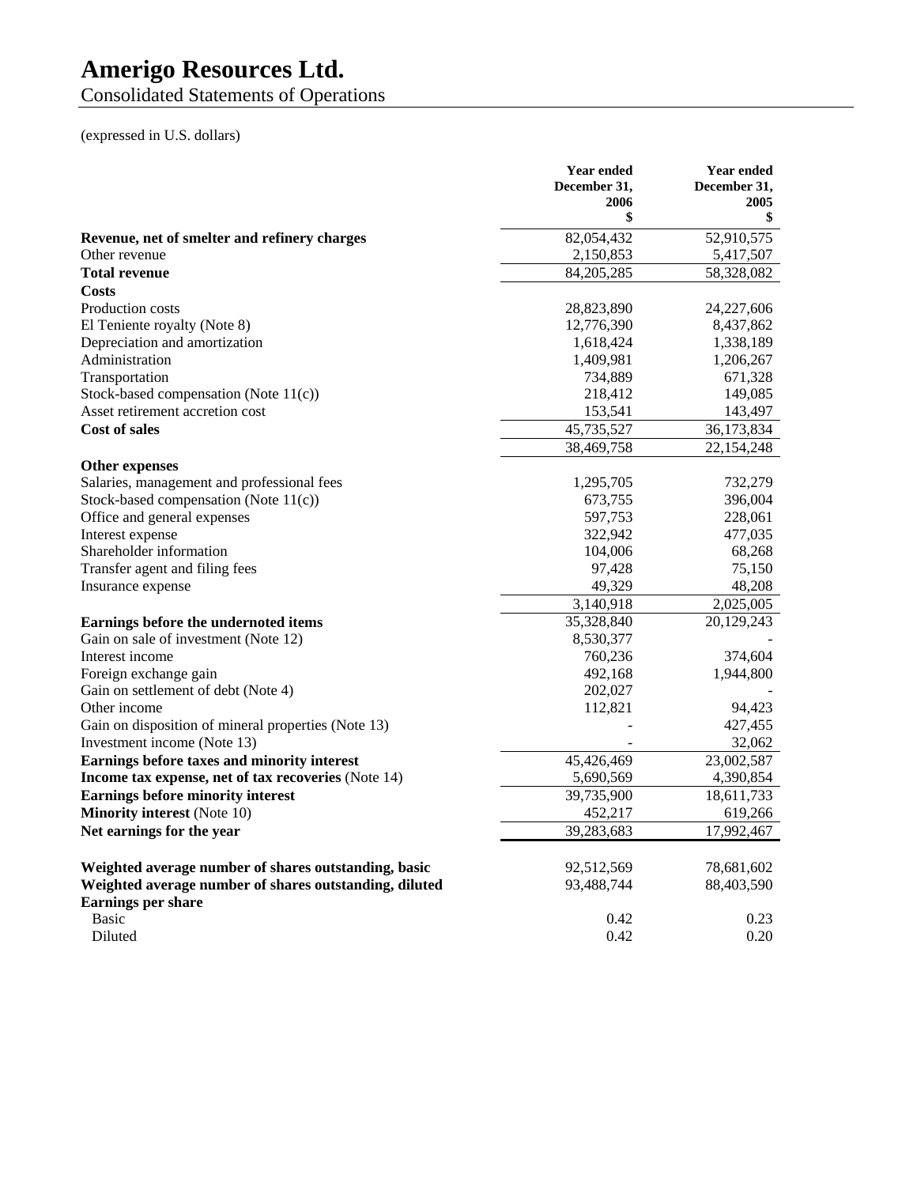# Amerigo Resources Ltd.

Consolidated Statements of Operations

(expressed in U.S. dollars)

| | Year ended December 31, 2006 $ | Year ended December 31, 2005 $ |
|---|---|---|
| **Revenue, net of smelter and refinery charges** | 82,054,432 | 52,910,575 |
| Other revenue | 2,150,853 | 5,417,507 |
| **Total revenue** | 84,205,285 | 58,328,082 |
| **Costs** | | |
| Production costs | 28,823,890 | 24,227,606 |
| El Teniente royalty (Note 8) | 12,776,390 | 8,437,862 |
| Depreciation and amortization | 1,618,424 | 1,338,189 |
| Administration | 1,409,981 | 1,206,267 |
| Transportation | 734,889 | 671,328 |
| Stock-based compensation (Note 11(c)) | 218,412 | 149,085 |
| Asset retirement accretion cost | 153,541 | 143,497 |
| **Cost of sales** | 45,735,527 | 36,173,834 |
| | 38,469,758 | 22,154,248 |
| **Other expenses** | | |
| Salaries, management and professional fees | 1,295,705 | 732,279 |
| Stock-based compensation (Note 11(c)) | 673,755 | 396,004 |
| Office and general expenses | 597,753 | 228,061 |
| Interest expense | 322,942 | 477,035 |
| Shareholder information | 104,006 | 68,268 |
| Transfer agent and filing fees | 97,428 | 75,150 |
| Insurance expense | 49,329 | 48,208 |
| | 3,140,918 | 2,025,005 |
| **Earnings before the undernoted items** | 35,328,840 | 20,129,243 |
| Gain on sale of investment (Note 12) | 8,530,377 | - |
| Interest income | 760,236 | 374,604 |
| Foreign exchange gain | 492,168 | 1,944,800 |
| Gain on settlement of debt (Note 4) | 202,027 | - |
| Other income | 112,821 | 94,423 |
| Gain on disposition of mineral properties (Note 13) | - | 427,455 |
| Investment income (Note 13) | - | 32,062 |
| **Earnings before taxes and minority interest** | 45,426,469 | 23,002,587 |
| **Income tax expense, net of tax recoveries** (Note 14) | 5,690,569 | 4,390,854 |
| **Earnings before minority interest** | 39,735,900 | 18,611,733 |
| **Minority interest** (Note 10) | 452,217 | 619,266 |
| **Net earnings for the year** | 39,283,683 | 17,992,467 |
| | | |
| **Weighted average number of shares outstanding, basic** | 92,512,569 | 78,681,602 |
| **Weighted average number of shares outstanding, diluted** | 93,488,744 | 88,403,590 |
| **Earnings per share** | | |
| Basic | 0.42 | 0.23 |
| Diluted | 0.42 | 0.20 |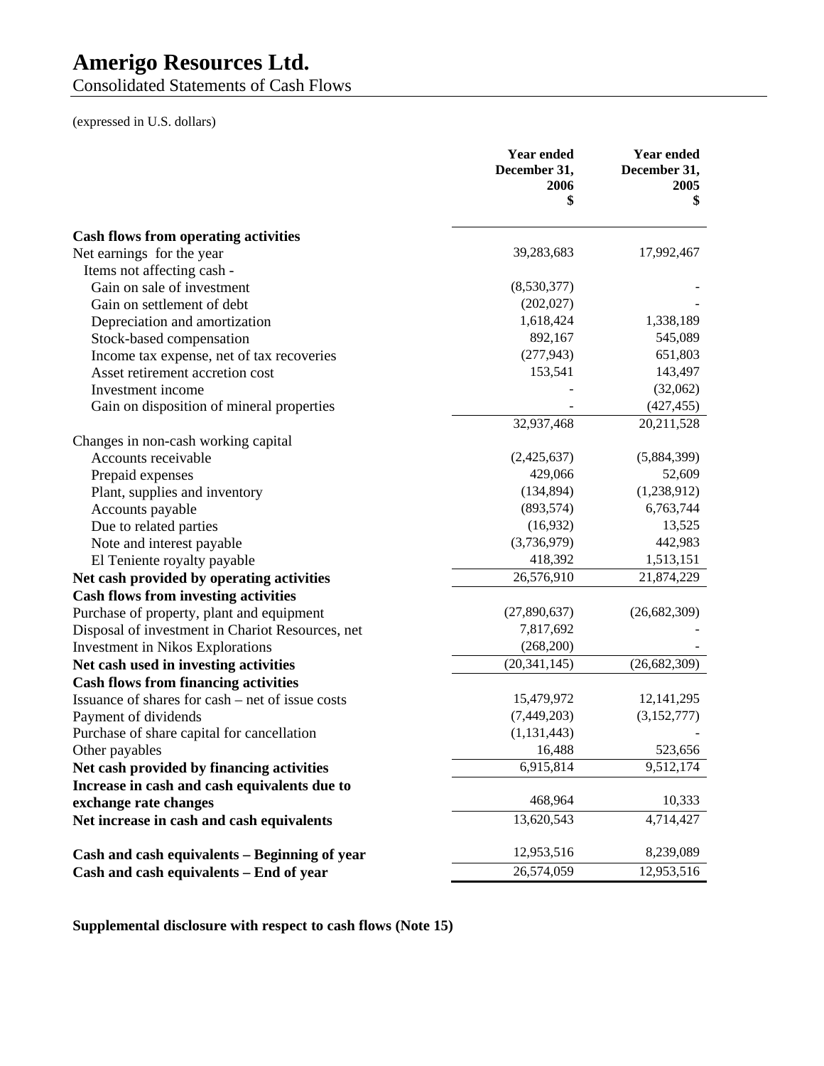# Amerigo Resources Ltd.

Consolidated Statements of Cash Flows

(expressed in U.S. dollars)

| | Year ended December 31, 2006 $ | Year ended December 31, 2005 $ |
|---|---|---|
| **Cash flows from operating activities** | | |
| Net earnings for the year | 39,283,683 | 17,992,467 |
| Items not affecting cash - | | |
| Gain on sale of investment | (8,530,377) | - |
| Gain on settlement of debt | (202,027) | - |
| Depreciation and amortization | 1,618,424 | 1,338,189 |
| Stock-based compensation | 892,167 | 545,089 |
| Income tax expense, net of tax recoveries | (277,943) | 651,803 |
| Asset retirement accretion cost | 153,541 | 143,497 |
| Investment income | - | (32,062) |
| Gain on disposition of mineral properties | - | (427,455) |
| | 32,937,468 | 20,211,528 |
| Changes in non-cash working capital | | |
| Accounts receivable | (2,425,637) | (5,884,399) |
| Prepaid expenses | 429,066 | 52,609 |
| Plant, supplies and inventory | (134,894) | (1,238,912) |
| Accounts payable | (893,574) | 6,763,744 |
| Due to related parties | (16,932) | 13,525 |
| Note and interest payable | (3,736,979) | 442,983 |
| El Teniente royalty payable | 418,392 | 1,513,151 |
| **Net cash provided by operating activities** | 26,576,910 | 21,874,229 |
| **Cash flows from investing activities** | | |
| Purchase of property, plant and equipment | (27,890,637) | (26,682,309) |
| Disposal of investment in Chariot Resources, net | 7,817,692 | - |
| Investment in Nikos Explorations | (268,200) | - |
| **Net cash used in investing activities** | (20,341,145) | (26,682,309) |
| **Cash flows from financing activities** | | |
| Issuance of shares for cash – net of issue costs | 15,479,972 | 12,141,295 |
| Payment of dividends | (7,449,203) | (3,152,777) |
| Purchase of share capital for cancellation | (1,131,443) | - |
| Other payables | 16,488 | 523,656 |
| **Net cash provided by financing activities** | 6,915,814 | 9,512,174 |
| **Increase in cash and cash equivalents due to exchange rate changes** | 468,964 | 10,333 |
| **Net increase in cash and cash equivalents** | 13,620,543 | 4,714,427 |
| **Cash and cash equivalents – Beginning of year** | 12,953,516 | 8,239,089 |
| **Cash and cash equivalents – End of year** | 26,574,059 | 12,953,516 |

**Supplemental disclosure with respect to cash flows (Note 15)**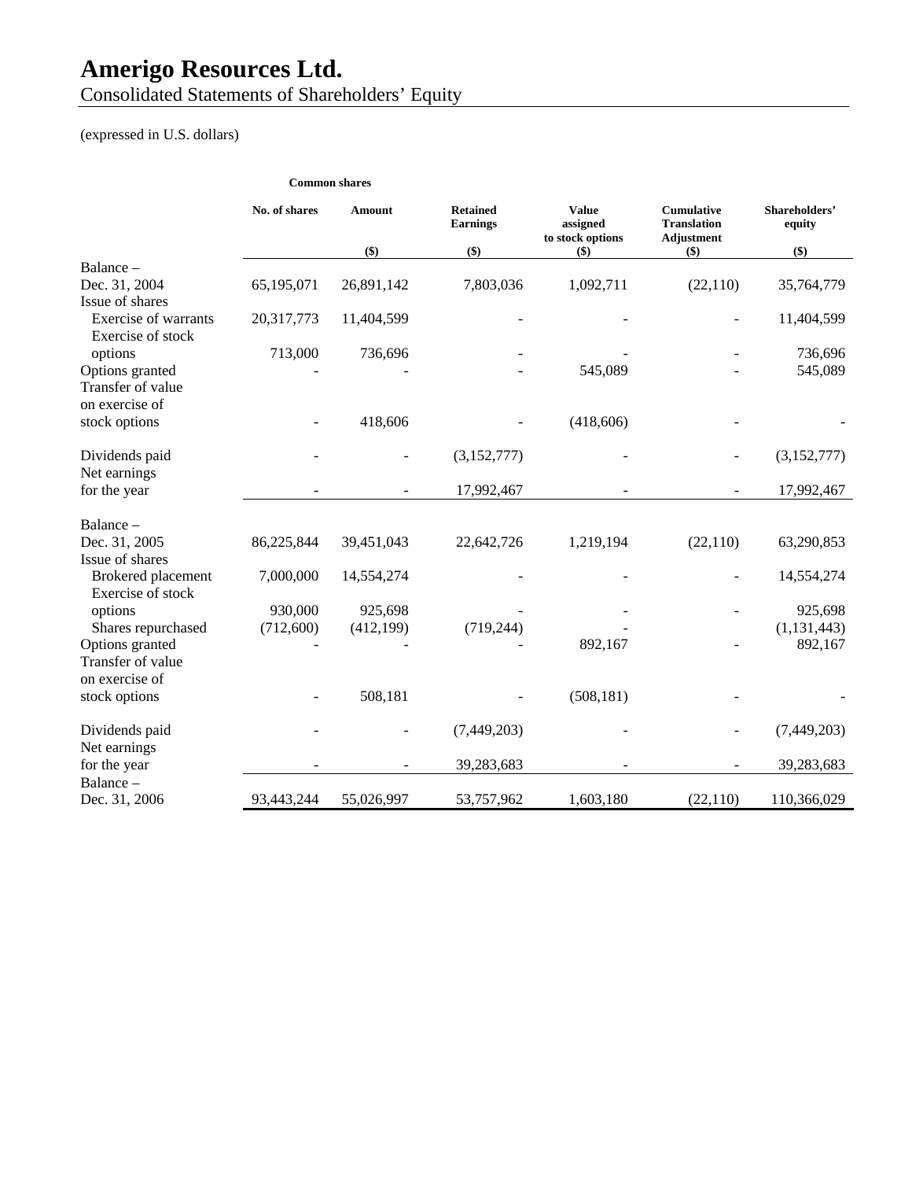# Amerigo Resources Ltd.

Consolidated Statements of Shareholders' Equity

(expressed in U.S. dollars)

| | Common shares | | | | | |
|---|---|---|---|---|---|---|
| | No. of shares | Amount ($) | Retained Earnings ($) | Value assigned to stock options ($) | Cumulative Translation Adjustment ($) | Shareholders' equity ($) |
| Balance – Dec. 31, 2004 | 65,195,071 | 26,891,142 | 7,803,036 | 1,092,711 | (22,110) | 35,764,779 |
| Issue of shares | | | | | | |
| Exercise of warrants | 20,317,773 | 11,404,599 | - | - | - | 11,404,599 |
| Exercise of stock options | 713,000 | 736,696 | - | - | - | 736,696 |
| Options granted | - | - | - | 545,089 | - | 545,089 |
| Transfer of value on exercise of stock options | - | 418,606 | - | (418,606) | - | - |
| Dividends paid | - | - | (3,152,777) | - | - | (3,152,777) |
| Net earnings for the year | - | - | 17,992,467 | - | - | 17,992,467 |
| Balance – Dec. 31, 2005 | 86,225,844 | 39,451,043 | 22,642,726 | 1,219,194 | (22,110) | 63,290,853 |
| Issue of shares | | | | | | |
| Brokered placement | 7,000,000 | 14,554,274 | - | - | - | 14,554,274 |
| Exercise of stock options | 930,000 | 925,698 | - | - | - | 925,698 |
| Shares repurchased | (712,600) | (412,199) | (719,244) | - | | (1,131,443) |
| Options granted | - | - | - | 892,167 | - | 892,167 |
| Transfer of value on exercise of stock options | - | 508,181 | - | (508,181) | - | - |
| Dividends paid | - | - | (7,449,203) | - | - | (7,449,203) |
| Net earnings for the year | - | - | 39,283,683 | - | - | 39,283,683 |
| Balance – Dec. 31, 2006 | 93,443,244 | 55,026,997 | 53,757,962 | 1,603,180 | (22,110) | 110,366,029 |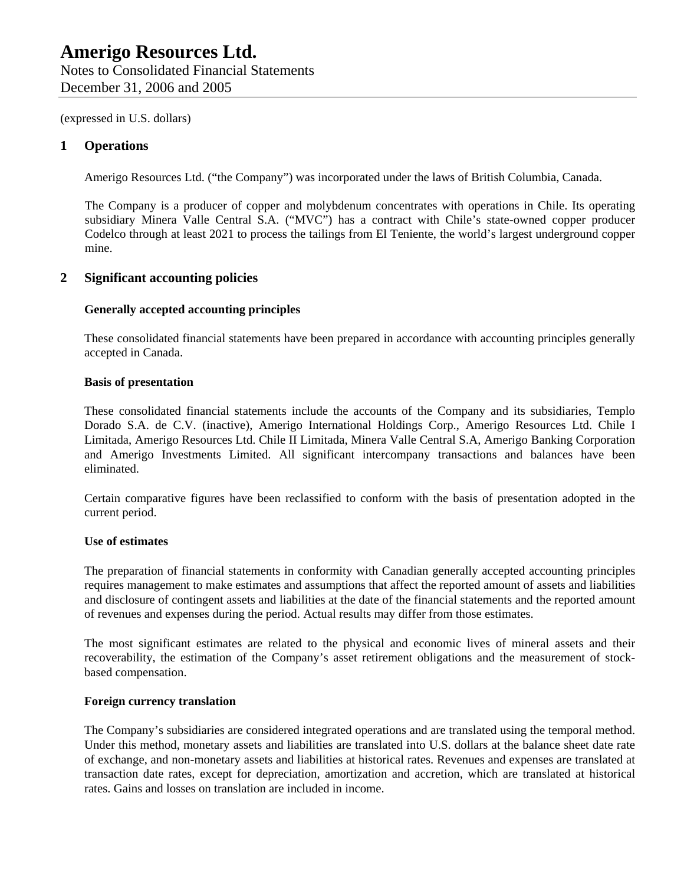(expressed in U.S. dollars)

## 1 Operations

Amerigo Resources Ltd. ("the Company") was incorporated under the laws of British Columbia, Canada.

The Company is a producer of copper and molybdenum concentrates with operations in Chile. Its operating subsidiary Minera Valle Central S.A. ("MVC") has a contract with Chile's state-owned copper producer Codelco through at least 2021 to process the tailings from El Teniente, the world's largest underground copper mine.

## 2 Significant accounting policies

### Generally accepted accounting principles

These consolidated financial statements have been prepared in accordance with accounting principles generally accepted in Canada.

### Basis of presentation

These consolidated financial statements include the accounts of the Company and its subsidiaries, Templo Dorado S.A. de C.V. (inactive), Amerigo International Holdings Corp., Amerigo Resources Ltd. Chile I Limitada, Amerigo Resources Ltd. Chile II Limitada, Minera Valle Central S.A, Amerigo Banking Corporation and Amerigo Investments Limited. All significant intercompany transactions and balances have been eliminated.

Certain comparative figures have been reclassified to conform with the basis of presentation adopted in the current period.

### Use of estimates

The preparation of financial statements in conformity with Canadian generally accepted accounting principles requires management to make estimates and assumptions that affect the reported amount of assets and liabilities and disclosure of contingent assets and liabilities at the date of the financial statements and the reported amount of revenues and expenses during the period. Actual results may differ from those estimates.

The most significant estimates are related to the physical and economic lives of mineral assets and their recoverability, the estimation of the Company's asset retirement obligations and the measurement of stock-based compensation.

### Foreign currency translation

The Company's subsidiaries are considered integrated operations and are translated using the temporal method. Under this method, monetary assets and liabilities are translated into U.S. dollars at the balance sheet date rate of exchange, and non-monetary assets and liabilities at historical rates. Revenues and expenses are translated at transaction date rates, except for depreciation, amortization and accretion, which are translated at historical rates. Gains and losses on translation are included in income.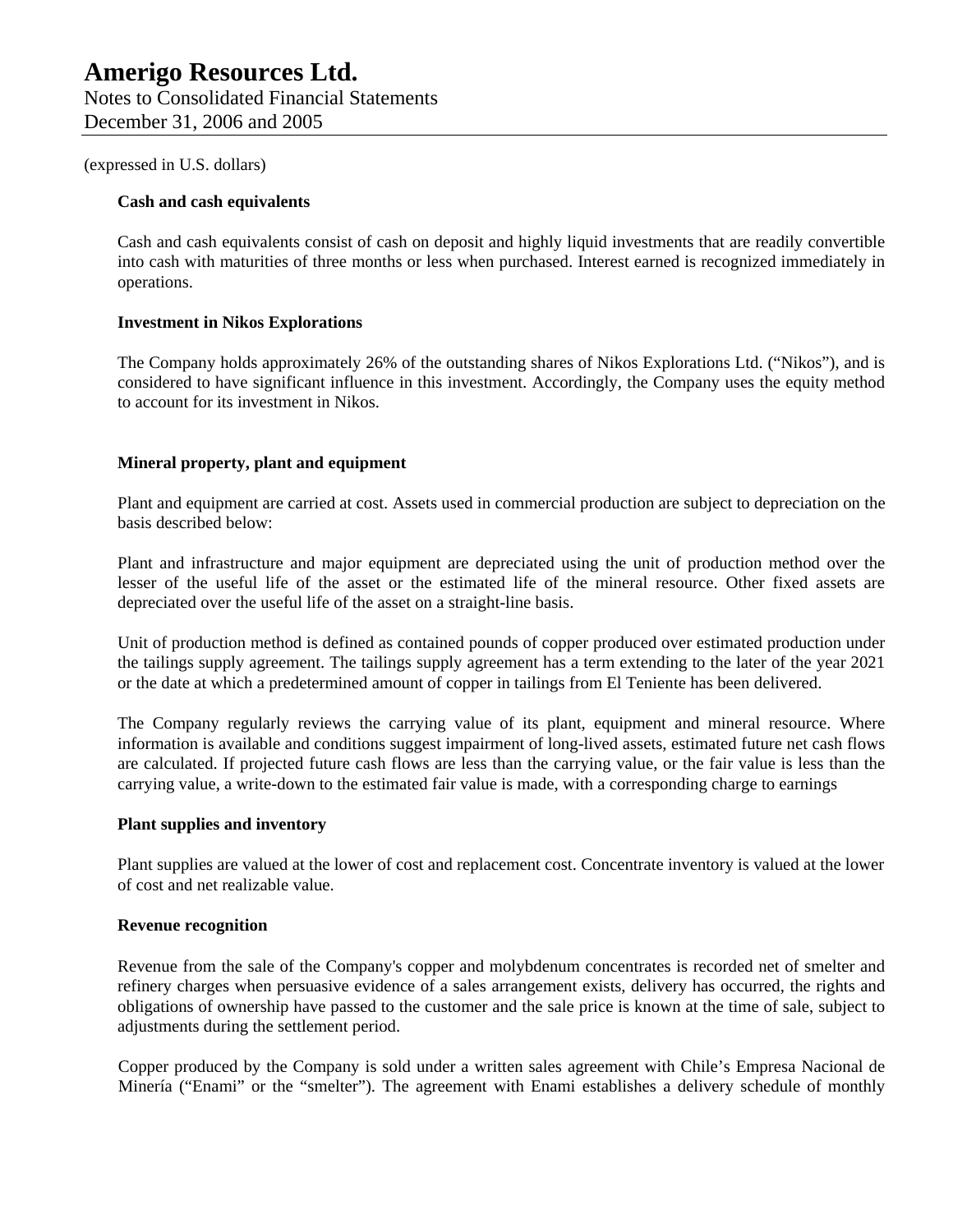(expressed in U.S. dollars)

**Cash and cash equivalents**

Cash and cash equivalents consist of cash on deposit and highly liquid investments that are readily convertible into cash with maturities of three months or less when purchased. Interest earned is recognized immediately in operations.

**Investment in Nikos Explorations**

The Company holds approximately 26% of the outstanding shares of Nikos Explorations Ltd. ("Nikos"), and is considered to have significant influence in this investment. Accordingly, the Company uses the equity method to account for its investment in Nikos.

**Mineral property, plant and equipment**

Plant and equipment are carried at cost. Assets used in commercial production are subject to depreciation on the basis described below:

Plant and infrastructure and major equipment are depreciated using the unit of production method over the lesser of the useful life of the asset or the estimated life of the mineral resource. Other fixed assets are depreciated over the useful life of the asset on a straight-line basis.

Unit of production method is defined as contained pounds of copper produced over estimated production under the tailings supply agreement. The tailings supply agreement has a term extending to the later of the year 2021 or the date at which a predetermined amount of copper in tailings from El Teniente has been delivered.

The Company regularly reviews the carrying value of its plant, equipment and mineral resource. Where information is available and conditions suggest impairment of long-lived assets, estimated future net cash flows are calculated. If projected future cash flows are less than the carrying value, or the fair value is less than the carrying value, a write-down to the estimated fair value is made, with a corresponding charge to earnings

**Plant supplies and inventory**

Plant supplies are valued at the lower of cost and replacement cost. Concentrate inventory is valued at the lower of cost and net realizable value.

**Revenue recognition**

Revenue from the sale of the Company's copper and molybdenum concentrates is recorded net of smelter and refinery charges when persuasive evidence of a sales arrangement exists, delivery has occurred, the rights and obligations of ownership have passed to the customer and the sale price is known at the time of sale, subject to adjustments during the settlement period.

Copper produced by the Company is sold under a written sales agreement with Chile's Empresa Nacional de Minería ("Enami" or the "smelter"). The agreement with Enami establishes a delivery schedule of monthly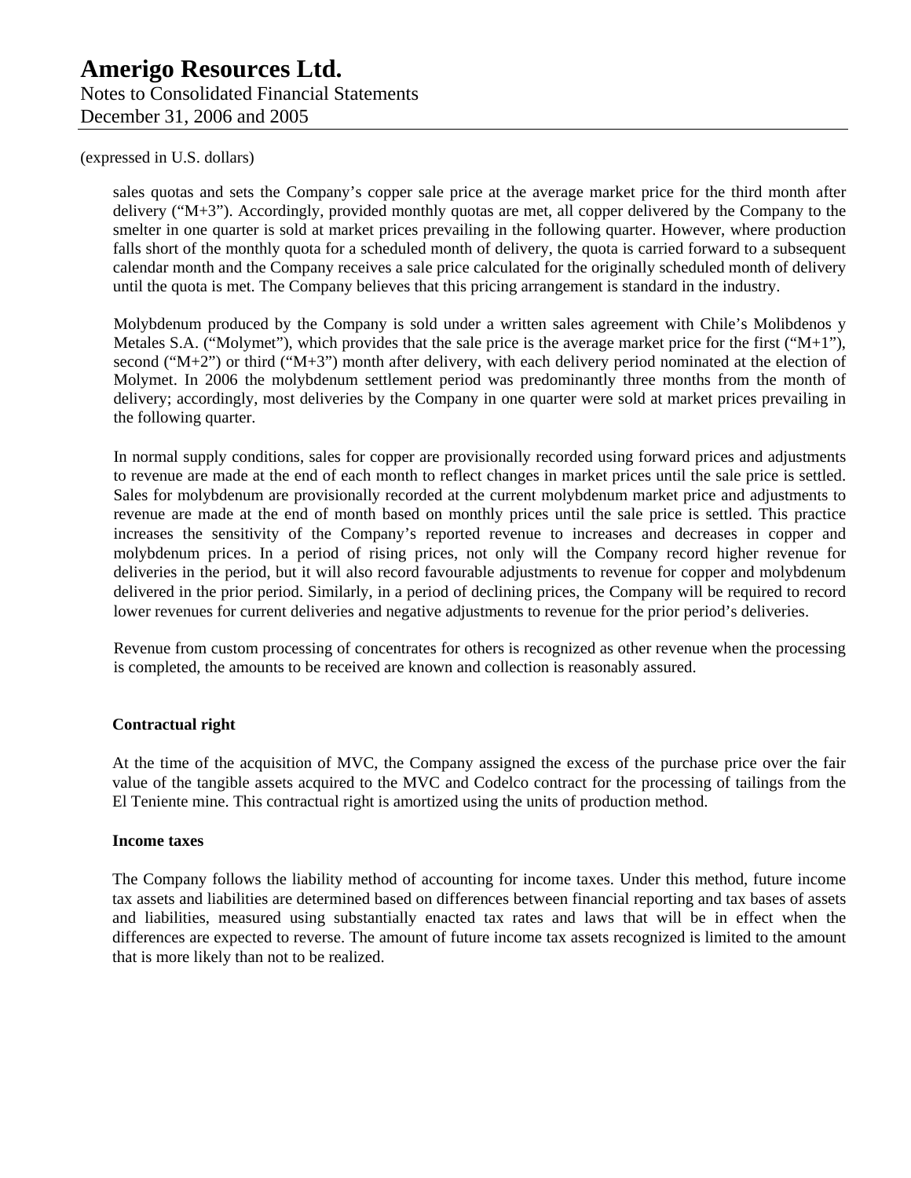(expressed in U.S. dollars)

sales quotas and sets the Company's copper sale price at the average market price for the third month after delivery ("M+3"). Accordingly, provided monthly quotas are met, all copper delivered by the Company to the smelter in one quarter is sold at market prices prevailing in the following quarter. However, where production falls short of the monthly quota for a scheduled month of delivery, the quota is carried forward to a subsequent calendar month and the Company receives a sale price calculated for the originally scheduled month of delivery until the quota is met. The Company believes that this pricing arrangement is standard in the industry.

Molybdenum produced by the Company is sold under a written sales agreement with Chile's Molibdenos y Metales S.A. ("Molymet"), which provides that the sale price is the average market price for the first ("M+1"), second ("M+2") or third ("M+3") month after delivery, with each delivery period nominated at the election of Molymet. In 2006 the molybdenum settlement period was predominantly three months from the month of delivery; accordingly, most deliveries by the Company in one quarter were sold at market prices prevailing in the following quarter.

In normal supply conditions, sales for copper are provisionally recorded using forward prices and adjustments to revenue are made at the end of each month to reflect changes in market prices until the sale price is settled. Sales for molybdenum are provisionally recorded at the current molybdenum market price and adjustments to revenue are made at the end of month based on monthly prices until the sale price is settled. This practice increases the sensitivity of the Company's reported revenue to increases and decreases in copper and molybdenum prices. In a period of rising prices, not only will the Company record higher revenue for deliveries in the period, but it will also record favourable adjustments to revenue for copper and molybdenum delivered in the prior period. Similarly, in a period of declining prices, the Company will be required to record lower revenues for current deliveries and negative adjustments to revenue for the prior period's deliveries.

Revenue from custom processing of concentrates for others is recognized as other revenue when the processing is completed, the amounts to be received are known and collection is reasonably assured.

**Contractual right**

At the time of the acquisition of MVC, the Company assigned the excess of the purchase price over the fair value of the tangible assets acquired to the MVC and Codelco contract for the processing of tailings from the El Teniente mine. This contractual right is amortized using the units of production method.

**Income taxes**

The Company follows the liability method of accounting for income taxes. Under this method, future income tax assets and liabilities are determined based on differences between financial reporting and tax bases of assets and liabilities, measured using substantially enacted tax rates and laws that will be in effect when the differences are expected to reverse. The amount of future income tax assets recognized is limited to the amount that is more likely than not to be realized.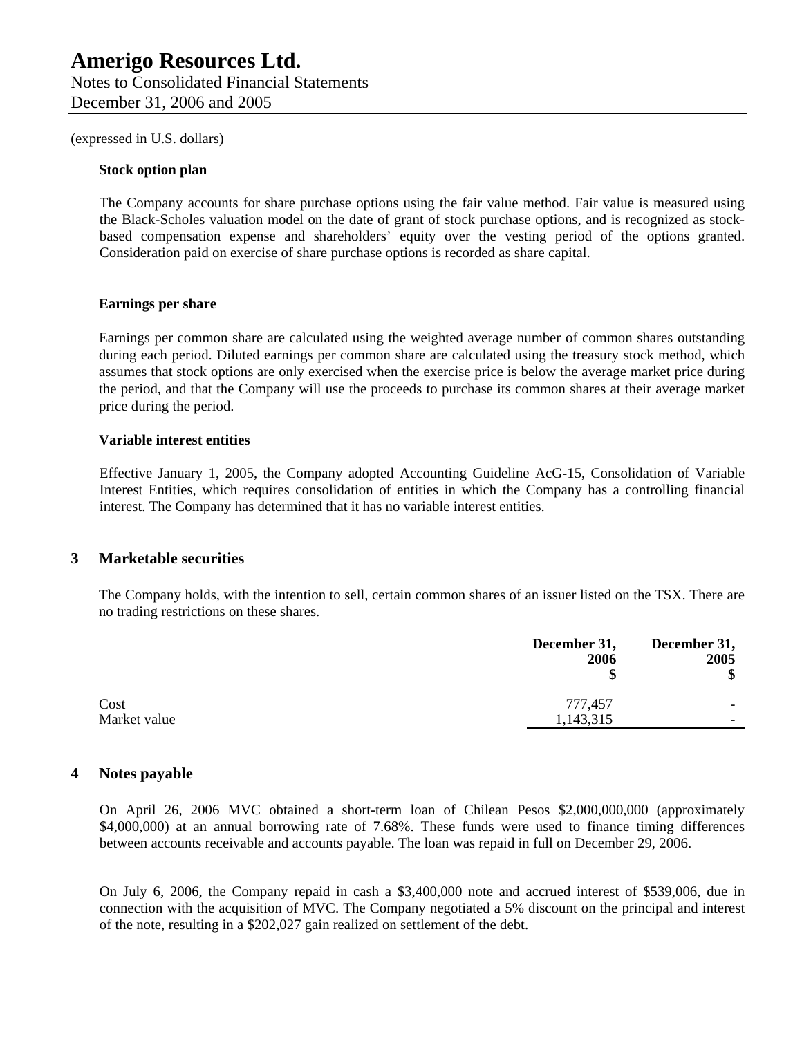(expressed in U.S. dollars)

**Stock option plan**

The Company accounts for share purchase options using the fair value method. Fair value is measured using the Black-Scholes valuation model on the date of grant of stock purchase options, and is recognized as stock-based compensation expense and shareholders' equity over the vesting period of the options granted. Consideration paid on exercise of share purchase options is recorded as share capital.

**Earnings per share**

Earnings per common share are calculated using the weighted average number of common shares outstanding during each period. Diluted earnings per common share are calculated using the treasury stock method, which assumes that stock options are only exercised when the exercise price is below the average market price during the period, and that the Company will use the proceeds to purchase its common shares at their average market price during the period.

**Variable interest entities**

Effective January 1, 2005, the Company adopted Accounting Guideline AcG-15, Consolidation of Variable Interest Entities, which requires consolidation of entities in which the Company has a controlling financial interest. The Company has determined that it has no variable interest entities.

## 3 Marketable securities

The Company holds, with the intention to sell, certain common shares of an issuer listed on the TSX. There are no trading restrictions on these shares.

| | December 31, 2006 $ | December 31, 2005 $ |
|---|---|---|
| Cost | 777,457 | - |
| Market value | 1,143,315 | - |

## 4 Notes payable

On April 26, 2006 MVC obtained a short-term loan of Chilean Pesos $2,000,000,000 (approximately $4,000,000) at an annual borrowing rate of 7.68%. These funds were used to finance timing differences between accounts receivable and accounts payable. The loan was repaid in full on December 29, 2006.

On July 6, 2006, the Company repaid in cash a $3,400,000 note and accrued interest of $539,006, due in connection with the acquisition of MVC. The Company negotiated a 5% discount on the principal and interest of the note, resulting in a $202,027 gain realized on settlement of the debt.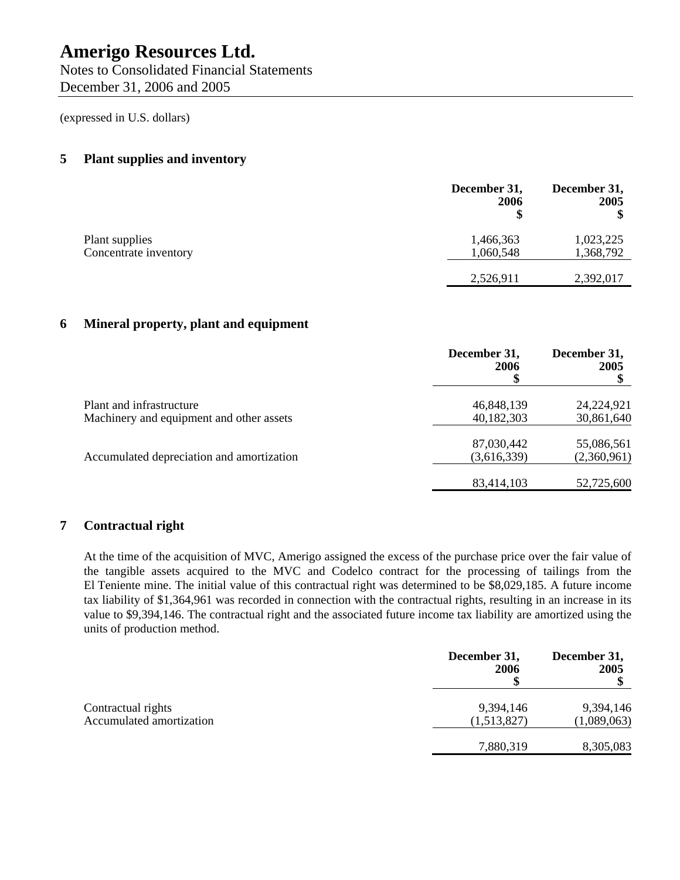# Amerigo Resources Ltd.

Notes to Consolidated Financial Statements
December 31, 2006 and 2005

(expressed in U.S. dollars)

## 5 Plant supplies and inventory

| | December 31, 2006 $ | December 31, 2005 $ |
|---|---|---|
| Plant supplies | 1,466,363 | 1,023,225 |
| Concentrate inventory | 1,060,548 | 1,368,792 |
| | 2,526,911 | 2,392,017 |

## 6 Mineral property, plant and equipment

| | December 31, 2006 $ | December 31, 2005 $ |
|---|---|---|
| Plant and infrastructure | 46,848,139 | 24,224,921 |
| Machinery and equipment and other assets | 40,182,303 | 30,861,640 |
| | 87,030,442 | 55,086,561 |
| Accumulated depreciation and amortization | (3,616,339) | (2,360,961) |
| | 83,414,103 | 52,725,600 |

## 7 Contractual right

At the time of the acquisition of MVC, Amerigo assigned the excess of the purchase price over the fair value of the tangible assets acquired to the MVC and Codelco contract for the processing of tailings from the El Teniente mine. The initial value of this contractual right was determined to be $8,029,185. A future income tax liability of $1,364,961 was recorded in connection with the contractual rights, resulting in an increase in its value to $9,394,146. The contractual right and the associated future income tax liability are amortized using the units of production method.

| | December 31, 2006 $ | December 31, 2005 $ |
|---|---|---|
| Contractual rights | 9,394,146 | 9,394,146 |
| Accumulated amortization | (1,513,827) | (1,089,063) |
| | 7,880,319 | 8,305,083 |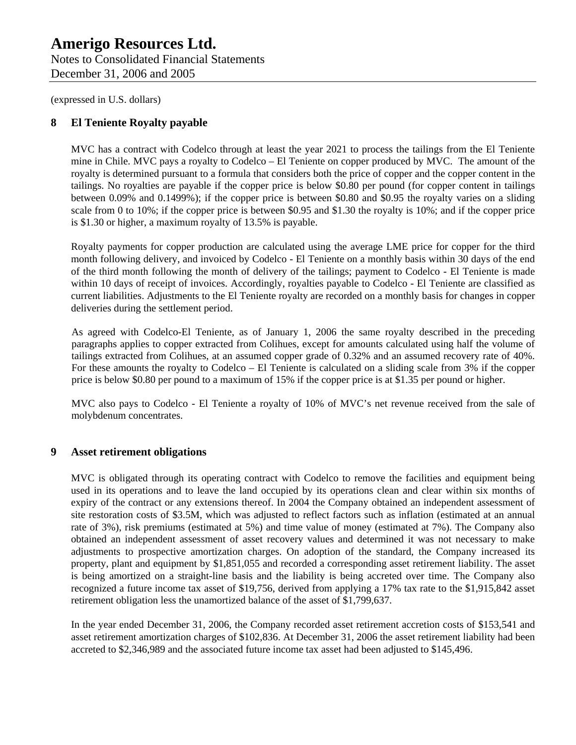(expressed in U.S. dollars)

## 8 El Teniente Royalty payable

MVC has a contract with Codelco through at least the year 2021 to process the tailings from the El Teniente mine in Chile. MVC pays a royalty to Codelco – El Teniente on copper produced by MVC. The amount of the royalty is determined pursuant to a formula that considers both the price of copper and the copper content in the tailings. No royalties are payable if the copper price is below $0.80 per pound (for copper content in tailings between 0.09% and 0.1499%); if the copper price is between $0.80 and $0.95 the royalty varies on a sliding scale from 0 to 10%; if the copper price is between $0.95 and $1.30 the royalty is 10%; and if the copper price is $1.30 or higher, a maximum royalty of 13.5% is payable.

Royalty payments for copper production are calculated using the average LME price for copper for the third month following delivery, and invoiced by Codelco - El Teniente on a monthly basis within 30 days of the end of the third month following the month of delivery of the tailings; payment to Codelco - El Teniente is made within 10 days of receipt of invoices. Accordingly, royalties payable to Codelco - El Teniente are classified as current liabilities. Adjustments to the El Teniente royalty are recorded on a monthly basis for changes in copper deliveries during the settlement period.

As agreed with Codelco-El Teniente, as of January 1, 2006 the same royalty described in the preceding paragraphs applies to copper extracted from Colihues, except for amounts calculated using half the volume of tailings extracted from Colihues, at an assumed copper grade of 0.32% and an assumed recovery rate of 40%. For these amounts the royalty to Codelco – El Teniente is calculated on a sliding scale from 3% if the copper price is below $0.80 per pound to a maximum of 15% if the copper price is at $1.35 per pound or higher.

MVC also pays to Codelco - El Teniente a royalty of 10% of MVC's net revenue received from the sale of molybdenum concentrates.

## 9 Asset retirement obligations

MVC is obligated through its operating contract with Codelco to remove the facilities and equipment being used in its operations and to leave the land occupied by its operations clean and clear within six months of expiry of the contract or any extensions thereof. In 2004 the Company obtained an independent assessment of site restoration costs of $3.5M, which was adjusted to reflect factors such as inflation (estimated at an annual rate of 3%), risk premiums (estimated at 5%) and time value of money (estimated at 7%). The Company also obtained an independent assessment of asset recovery values and determined it was not necessary to make adjustments to prospective amortization charges. On adoption of the standard, the Company increased its property, plant and equipment by $1,851,055 and recorded a corresponding asset retirement liability. The asset is being amortized on a straight-line basis and the liability is being accreted over time. The Company also recognized a future income tax asset of $19,756, derived from applying a 17% tax rate to the $1,915,842 asset retirement obligation less the unamortized balance of the asset of $1,799,637.

In the year ended December 31, 2006, the Company recorded asset retirement accretion costs of $153,541 and asset retirement amortization charges of $102,836. At December 31, 2006 the asset retirement liability had been accreted to $2,346,989 and the associated future income tax asset had been adjusted to $145,496.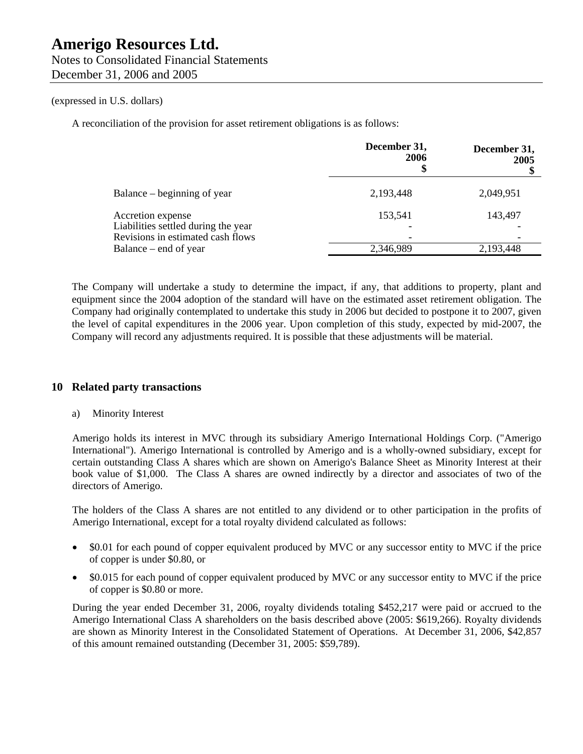(expressed in U.S. dollars)

A reconciliation of the provision for asset retirement obligations is as follows:

| | December 31, 2006 $ | December 31, 2005 $ |
|---|---|---|
| Balance – beginning of year | 2,193,448 | 2,049,951 |
| Accretion expense | 153,541 | 143,497 |
| Liabilities settled during the year | - | - |
| Revisions in estimated cash flows | - | - |
| Balance – end of year | 2,346,989 | 2,193,448 |

The Company will undertake a study to determine the impact, if any, that additions to property, plant and equipment since the 2004 adoption of the standard will have on the estimated asset retirement obligation. The Company had originally contemplated to undertake this study in 2006 but decided to postpone it to 2007, given the level of capital expenditures in the 2006 year. Upon completion of this study, expected by mid-2007, the Company will record any adjustments required. It is possible that these adjustments will be material.

## 10 Related party transactions

a) Minority Interest

Amerigo holds its interest in MVC through its subsidiary Amerigo International Holdings Corp. ("Amerigo International"). Amerigo International is controlled by Amerigo and is a wholly-owned subsidiary, except for certain outstanding Class A shares which are shown on Amerigo's Balance Sheet as Minority Interest at their book value of $1,000. The Class A shares are owned indirectly by a director and associates of two of the directors of Amerigo.

The holders of the Class A shares are not entitled to any dividend or to other participation in the profits of Amerigo International, except for a total royalty dividend calculated as follows:

- $0.01 for each pound of copper equivalent produced by MVC or any successor entity to MVC if the price of copper is under $0.80, or
- $0.015 for each pound of copper equivalent produced by MVC or any successor entity to MVC if the price of copper is $0.80 or more.

During the year ended December 31, 2006, royalty dividends totaling $452,217 were paid or accrued to the Amerigo International Class A shareholders on the basis described above (2005: $619,266). Royalty dividends are shown as Minority Interest in the Consolidated Statement of Operations. At December 31, 2006, $42,857 of this amount remained outstanding (December 31, 2005: $59,789).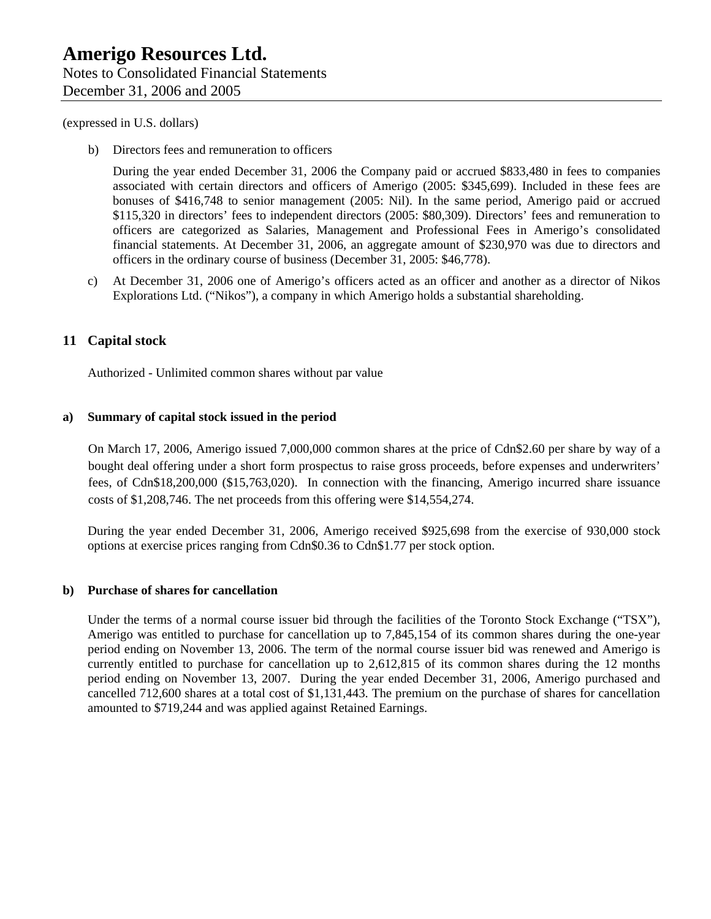(expressed in U.S. dollars)

b) Directors fees and remuneration to officers

During the year ended December 31, 2006 the Company paid or accrued $833,480 in fees to companies associated with certain directors and officers of Amerigo (2005: $345,699). Included in these fees are bonuses of $416,748 to senior management (2005: Nil). In the same period, Amerigo paid or accrued $115,320 in directors' fees to independent directors (2005: $80,309). Directors' fees and remuneration to officers are categorized as Salaries, Management and Professional Fees in Amerigo's consolidated financial statements. At December 31, 2006, an aggregate amount of $230,970 was due to directors and officers in the ordinary course of business (December 31, 2005: $46,778).

c) At December 31, 2006 one of Amerigo's officers acted as an officer and another as a director of Nikos Explorations Ltd. ("Nikos"), a company in which Amerigo holds a substantial shareholding.

## 11 Capital stock

Authorized - Unlimited common shares without par value

### a) Summary of capital stock issued in the period

On March 17, 2006, Amerigo issued 7,000,000 common shares at the price of Cdn$2.60 per share by way of a bought deal offering under a short form prospectus to raise gross proceeds, before expenses and underwriters' fees, of Cdn$18,200,000 ($15,763,020). In connection with the financing, Amerigo incurred share issuance costs of $1,208,746. The net proceeds from this offering were $14,554,274.

During the year ended December 31, 2006, Amerigo received $925,698 from the exercise of 930,000 stock options at exercise prices ranging from Cdn$0.36 to Cdn$1.77 per stock option.

### b) Purchase of shares for cancellation

Under the terms of a normal course issuer bid through the facilities of the Toronto Stock Exchange ("TSX"), Amerigo was entitled to purchase for cancellation up to 7,845,154 of its common shares during the one-year period ending on November 13, 2006. The term of the normal course issuer bid was renewed and Amerigo is currently entitled to purchase for cancellation up to 2,612,815 of its common shares during the 12 months period ending on November 13, 2007. During the year ended December 31, 2006, Amerigo purchased and cancelled 712,600 shares at a total cost of $1,131,443. The premium on the purchase of shares for cancellation amounted to $719,244 and was applied against Retained Earnings.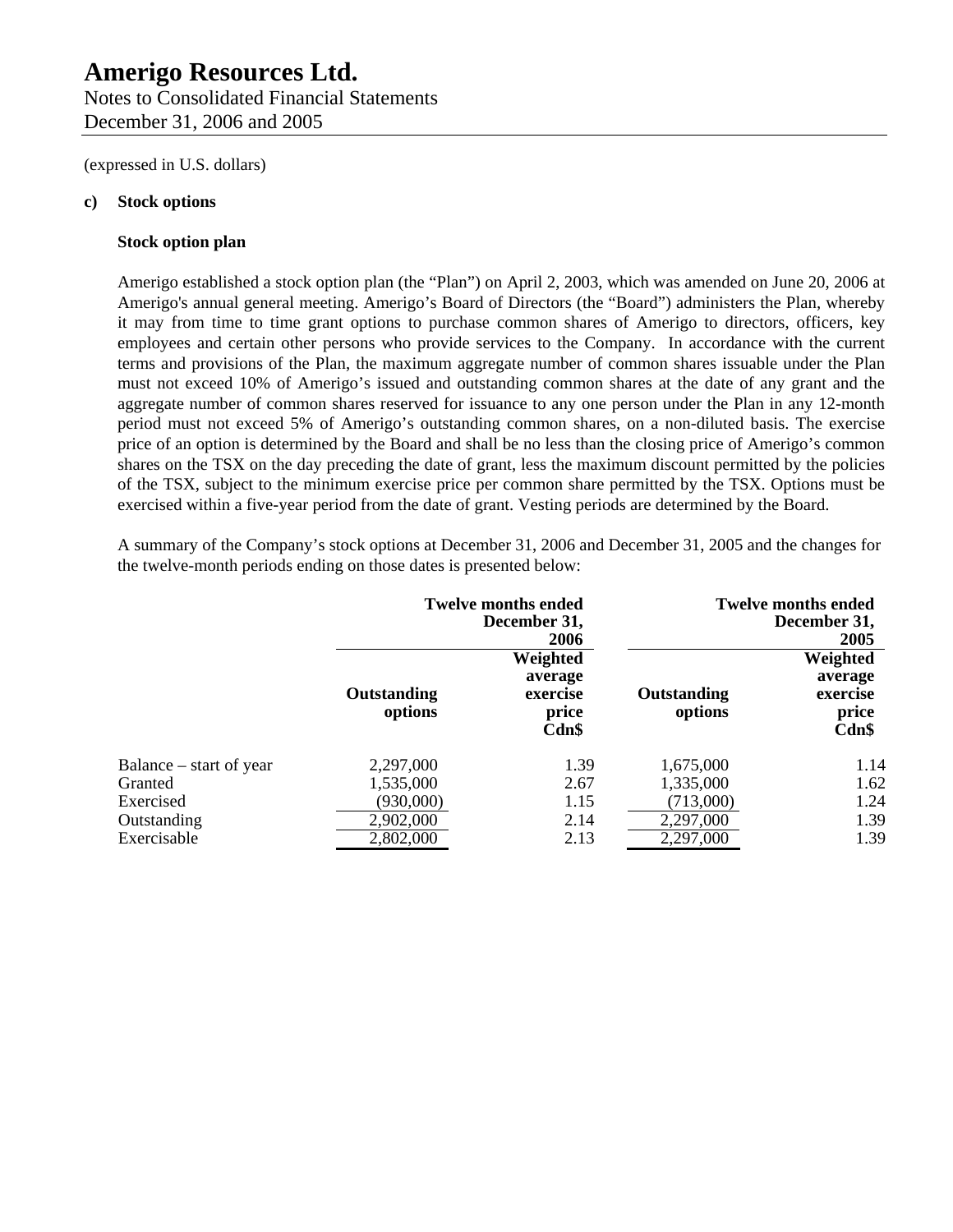# Amerigo Resources Ltd.

Notes to Consolidated Financial Statements
December 31, 2006 and 2005

(expressed in U.S. dollars)

**c) Stock options**

**Stock option plan**

Amerigo established a stock option plan (the "Plan") on April 2, 2003, which was amended on June 20, 2006 at Amerigo's annual general meeting. Amerigo's Board of Directors (the "Board") administers the Plan, whereby it may from time to time grant options to purchase common shares of Amerigo to directors, officers, key employees and certain other persons who provide services to the Company. In accordance with the current terms and provisions of the Plan, the maximum aggregate number of common shares issuable under the Plan must not exceed 10% of Amerigo's issued and outstanding common shares at the date of any grant and the aggregate number of common shares reserved for issuance to any one person under the Plan in any 12-month period must not exceed 5% of Amerigo's outstanding common shares, on a non-diluted basis. The exercise price of an option is determined by the Board and shall be no less than the closing price of Amerigo's common shares on the TSX on the day preceding the date of grant, less the maximum discount permitted by the policies of the TSX, subject to the minimum exercise price per common share permitted by the TSX. Options must be exercised within a five-year period from the date of grant. Vesting periods are determined by the Board.

A summary of the Company's stock options at December 31, 2006 and December 31, 2005 and the changes for the twelve-month periods ending on those dates is presented below:

| | **Twelve months ended December 31, 2006** | | **Twelve months ended December 31, 2005** | |
|---|---|---|---|---|
| | **Outstanding options** | **Weighted average exercise price Cdn$** | **Outstanding options** | **Weighted average exercise price Cdn$** |
| Balance – start of year | 2,297,000 | 1.39 | 1,675,000 | 1.14 |
| Granted | 1,535,000 | 2.67 | 1,335,000 | 1.62 |
| Exercised | (930,000) | 1.15 | (713,000) | 1.24 |
| Outstanding | 2,902,000 | 2.14 | 2,297,000 | 1.39 |
| Exercisable | 2,802,000 | 2.13 | 2,297,000 | 1.39 |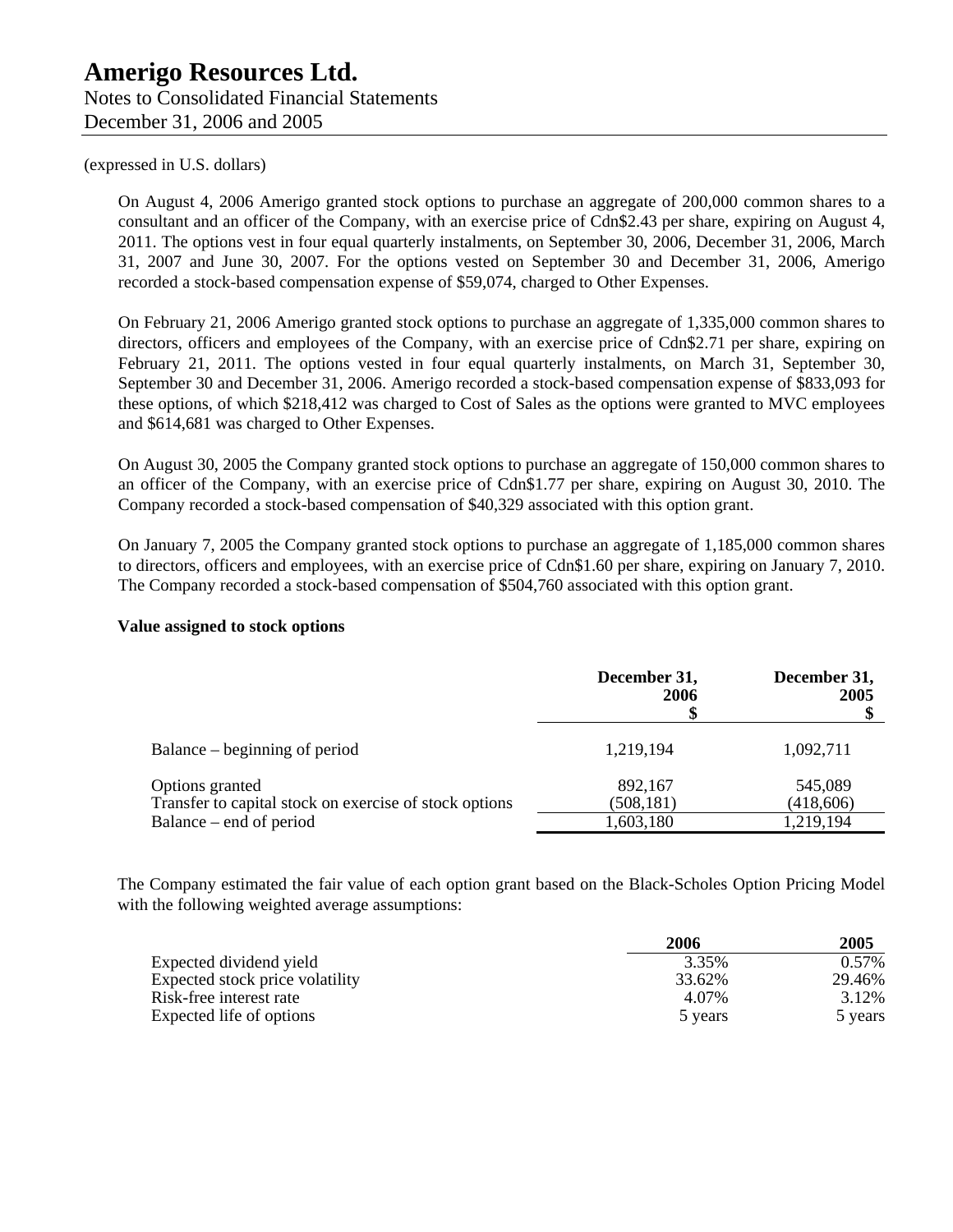(expressed in U.S. dollars)

On August 4, 2006 Amerigo granted stock options to purchase an aggregate of 200,000 common shares to a consultant and an officer of the Company, with an exercise price of Cdn$2.43 per share, expiring on August 4, 2011. The options vest in four equal quarterly instalments, on September 30, 2006, December 31, 2006, March 31, 2007 and June 30, 2007. For the options vested on September 30 and December 31, 2006, Amerigo recorded a stock-based compensation expense of $59,074, charged to Other Expenses.

On February 21, 2006 Amerigo granted stock options to purchase an aggregate of 1,335,000 common shares to directors, officers and employees of the Company, with an exercise price of Cdn$2.71 per share, expiring on February 21, 2011. The options vested in four equal quarterly instalments, on March 31, September 30, September 30 and December 31, 2006. Amerigo recorded a stock-based compensation expense of $833,093 for these options, of which $218,412 was charged to Cost of Sales as the options were granted to MVC employees and $614,681 was charged to Other Expenses.

On August 30, 2005 the Company granted stock options to purchase an aggregate of 150,000 common shares to an officer of the Company, with an exercise price of Cdn$1.77 per share, expiring on August 30, 2010. The Company recorded a stock-based compensation of $40,329 associated with this option grant.

On January 7, 2005 the Company granted stock options to purchase an aggregate of 1,185,000 common shares to directors, officers and employees, with an exercise price of Cdn$1.60 per share, expiring on January 7, 2010. The Company recorded a stock-based compensation of $504,760 associated with this option grant.

**Value assigned to stock options**

| | December 31, 2006 $ | December 31, 2005 $ |
|---|---|---|
| Balance – beginning of period | 1,219,194 | 1,092,711 |
| Options granted | 892,167 | 545,089 |
| Transfer to capital stock on exercise of stock options | (508,181) | (418,606) |
| Balance – end of period | 1,603,180 | 1,219,194 |

The Company estimated the fair value of each option grant based on the Black-Scholes Option Pricing Model with the following weighted average assumptions:

| | 2006 | 2005 |
|---|---|---|
| Expected dividend yield | 3.35% | 0.57% |
| Expected stock price volatility | 33.62% | 29.46% |
| Risk-free interest rate | 4.07% | 3.12% |
| Expected life of options | 5 years | 5 years |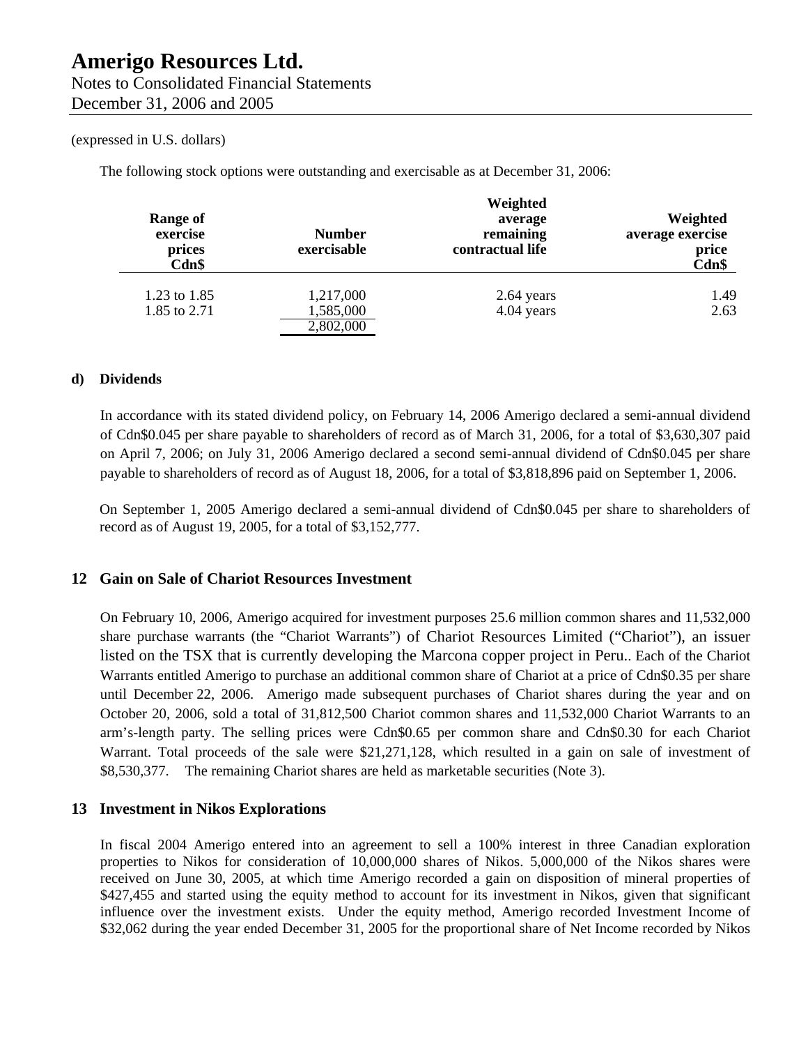(expressed in U.S. dollars)

The following stock options were outstanding and exercisable as at December 31, 2006:

| Range of exercise prices Cdn$ | Number exercisable | Weighted average remaining contractual life | Weighted average exercise price Cdn$ |
|---|---|---|---|
| 1.23 to 1.85 | 1,217,000 | 2.64 years | 1.49 |
| 1.85 to 2.71 | 1,585,000 | 4.04 years | 2.63 |
| | 2,802,000 | | |

**d) Dividends**

In accordance with its stated dividend policy, on February 14, 2006 Amerigo declared a semi-annual dividend of Cdn$0.045 per share payable to shareholders of record as of March 31, 2006, for a total of $3,630,307 paid on April 7, 2006; on July 31, 2006 Amerigo declared a second semi-annual dividend of Cdn$0.045 per share payable to shareholders of record as of August 18, 2006, for a total of $3,818,896 paid on September 1, 2006.

On September 1, 2005 Amerigo declared a semi-annual dividend of Cdn$0.045 per share to shareholders of record as of August 19, 2005, for a total of $3,152,777.

## 12 Gain on Sale of Chariot Resources Investment

On February 10, 2006, Amerigo acquired for investment purposes 25.6 million common shares and 11,532,000 share purchase warrants (the "Chariot Warrants") of Chariot Resources Limited ("Chariot"), an issuer listed on the TSX that is currently developing the Marcona copper project in Peru.. Each of the Chariot Warrants entitled Amerigo to purchase an additional common share of Chariot at a price of Cdn$0.35 per share until December 22, 2006. Amerigo made subsequent purchases of Chariot shares during the year and on October 20, 2006, sold a total of 31,812,500 Chariot common shares and 11,532,000 Chariot Warrants to an arm's-length party. The selling prices were Cdn$0.65 per common share and Cdn$0.30 for each Chariot Warrant. Total proceeds of the sale were $21,271,128, which resulted in a gain on sale of investment of $8,530,377. The remaining Chariot shares are held as marketable securities (Note 3).

## 13 Investment in Nikos Explorations

In fiscal 2004 Amerigo entered into an agreement to sell a 100% interest in three Canadian exploration properties to Nikos for consideration of 10,000,000 shares of Nikos. 5,000,000 of the Nikos shares were received on June 30, 2005, at which time Amerigo recorded a gain on disposition of mineral properties of $427,455 and started using the equity method to account for its investment in Nikos, given that significant influence over the investment exists. Under the equity method, Amerigo recorded Investment Income of $32,062 during the year ended December 31, 2005 for the proportional share of Net Income recorded by Nikos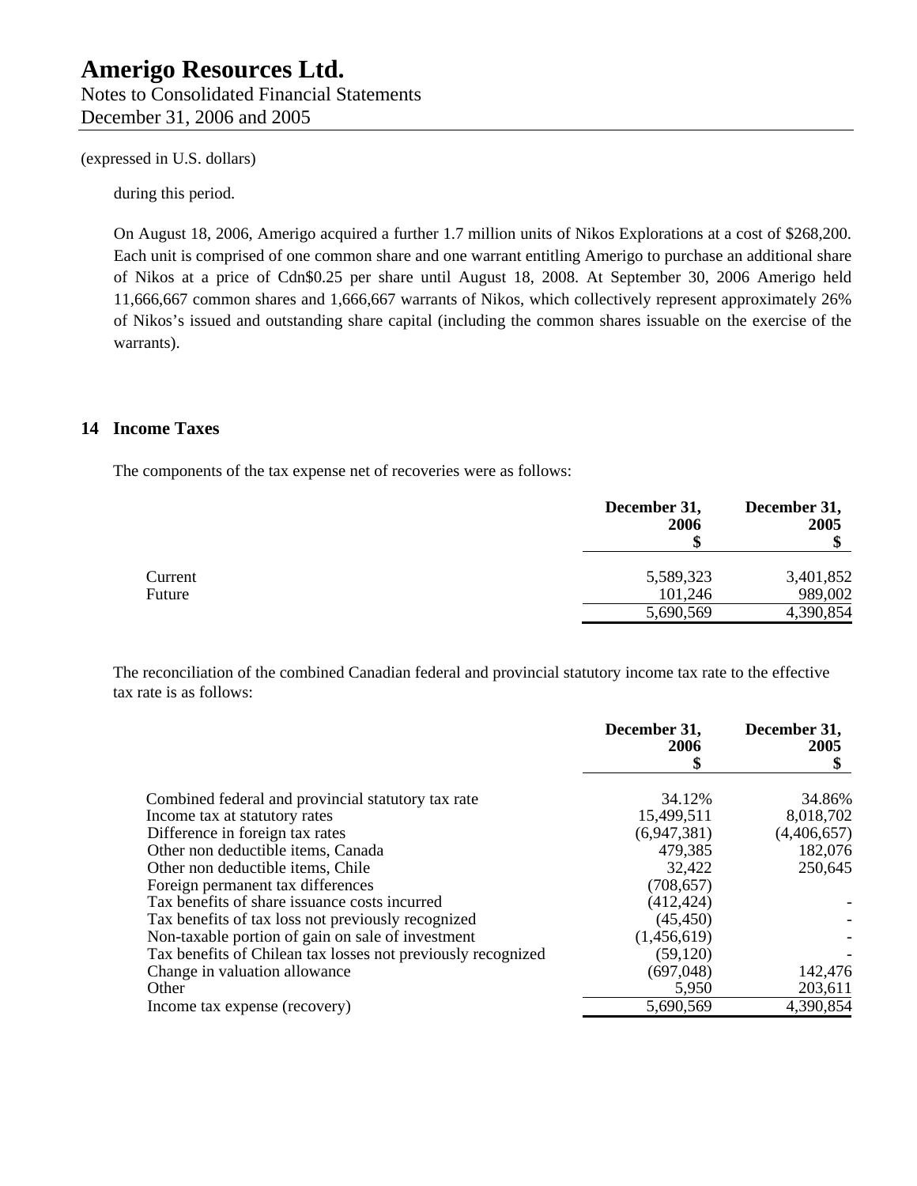(expressed in U.S. dollars)

during this period.

On August 18, 2006, Amerigo acquired a further 1.7 million units of Nikos Explorations at a cost of $268,200. Each unit is comprised of one common share and one warrant entitling Amerigo to purchase an additional share of Nikos at a price of Cdn$0.25 per share until August 18, 2008. At September 30, 2006 Amerigo held 11,666,667 common shares and 1,666,667 warrants of Nikos, which collectively represent approximately 26% of Nikos's issued and outstanding share capital (including the common shares issuable on the exercise of the warrants).

## 14 Income Taxes

The components of the tax expense net of recoveries were as follows:

| | December 31, 2006 $ | December 31, 2005 $ |
|---|---|---|
| Current | 5,589,323 | 3,401,852 |
| Future | 101,246 | 989,002 |
| | 5,690,569 | 4,390,854 |

The reconciliation of the combined Canadian federal and provincial statutory income tax rate to the effective tax rate is as follows:

| | December 31, 2006 $ | December 31, 2005 $ |
|---|---|---|
| Combined federal and provincial statutory tax rate | 34.12% | 34.86% |
| Income tax at statutory rates | 15,499,511 | 8,018,702 |
| Difference in foreign tax rates | (6,947,381) | (4,406,657) |
| Other non deductible items, Canada | 479,385 | 182,076 |
| Other non deductible items, Chile | 32,422 | 250,645 |
| Foreign permanent tax differences | (708,657) | |
| Tax benefits of share issuance costs incurred | (412,424) | - |
| Tax benefits of tax loss not previously recognized | (45,450) | - |
| Non-taxable portion of gain on sale of investment | (1,456,619) | - |
| Tax benefits of Chilean tax losses not previously recognized | (59,120) | - |
| Change in valuation allowance | (697,048) | 142,476 |
| Other | 5,950 | 203,611 |
| Income tax expense (recovery) | 5,690,569 | 4,390,854 |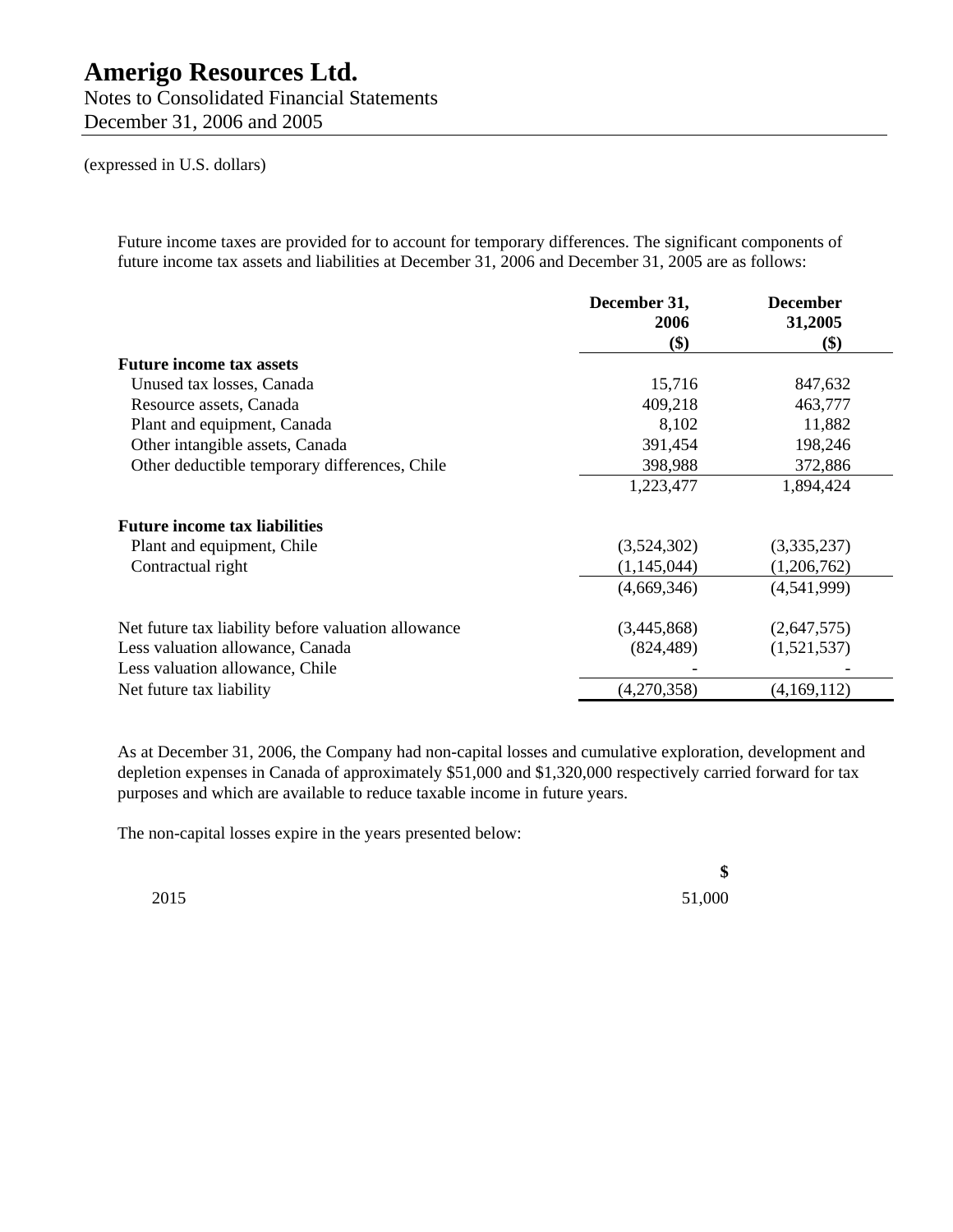# Amerigo Resources Ltd.

Notes to Consolidated Financial Statements
December 31, 2006 and 2005

(expressed in U.S. dollars)

Future income taxes are provided for to account for temporary differences. The significant components of future income tax assets and liabilities at December 31, 2006 and December 31, 2005 are as follows:

| | December 31, 2006 ($) | December 31,2005 ($) |
|---|---|---|
| **Future income tax assets** | | |
| Unused tax losses, Canada | 15,716 | 847,632 |
| Resource assets, Canada | 409,218 | 463,777 |
| Plant and equipment, Canada | 8,102 | 11,882 |
| Other intangible assets, Canada | 391,454 | 198,246 |
| Other deductible temporary differences, Chile | 398,988 | 372,886 |
| | 1,223,477 | 1,894,424 |
| **Future income tax liabilities** | | |
| Plant and equipment, Chile | (3,524,302) | (3,335,237) |
| Contractual right | (1,145,044) | (1,206,762) |
| | (4,669,346) | (4,541,999) |
| Net future tax liability before valuation allowance | (3,445,868) | (2,647,575) |
| Less valuation allowance, Canada | (824,489) | (1,521,537) |
| Less valuation allowance, Chile | - | - |
| Net future tax liability | (4,270,358) | (4,169,112) |

As at December 31, 2006, the Company had non-capital losses and cumulative exploration, development and depletion expenses in Canada of approximately $51,000 and $1,320,000 respectively carried forward for tax purposes and which are available to reduce taxable income in future years.

The non-capital losses expire in the years presented below:

| | $ |
|---|---|
| 2015 | 51,000 |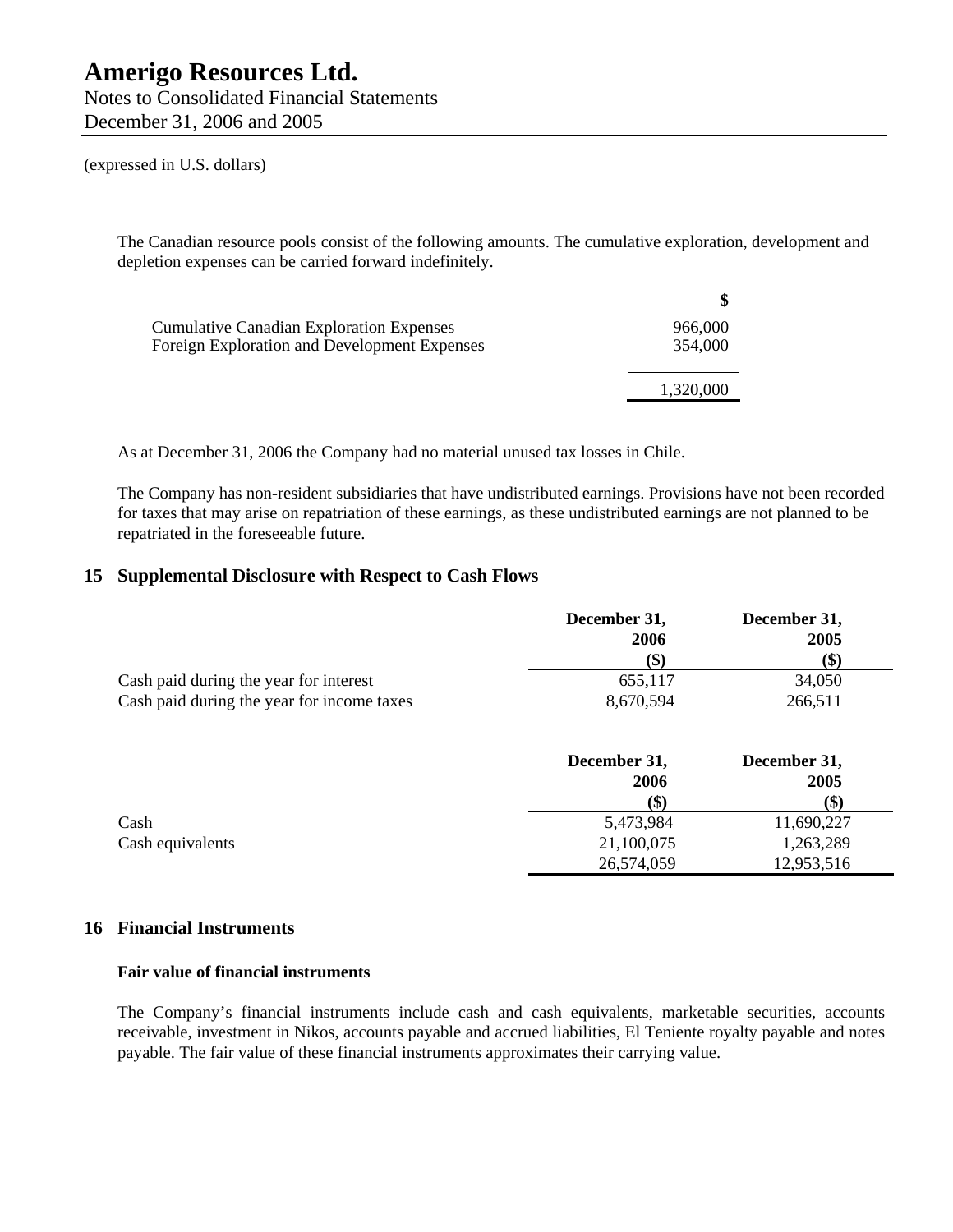(expressed in U.S. dollars)

The Canadian resource pools consist of the following amounts. The cumulative exploration, development and depletion expenses can be carried forward indefinitely.

| | $ |
|---|---|
| Cumulative Canadian Exploration Expenses | 966,000 |
| Foreign Exploration and Development Expenses | 354,000 |
| | 1,320,000 |

As at December 31, 2006 the Company had no material unused tax losses in Chile.

The Company has non-resident subsidiaries that have undistributed earnings. Provisions have not been recorded for taxes that may arise on repatriation of these earnings, as these undistributed earnings are not planned to be repatriated in the foreseeable future.

## 15 Supplemental Disclosure with Respect to Cash Flows

| | December 31, 2006 ($) | December 31, 2005 ($) |
|---|---|---|
| Cash paid during the year for interest | 655,117 | 34,050 |
| Cash paid during the year for income taxes | 8,670,594 | 266,511 |

| | December 31, 2006 ($) | December 31, 2005 ($) |
|---|---|---|
| Cash | 5,473,984 | 11,690,227 |
| Cash equivalents | 21,100,075 | 1,263,289 |
| | 26,574,059 | 12,953,516 |

## 16 Financial Instruments

### Fair value of financial instruments

The Company's financial instruments include cash and cash equivalents, marketable securities, accounts receivable, investment in Nikos, accounts payable and accrued liabilities, El Teniente royalty payable and notes payable. The fair value of these financial instruments approximates their carrying value.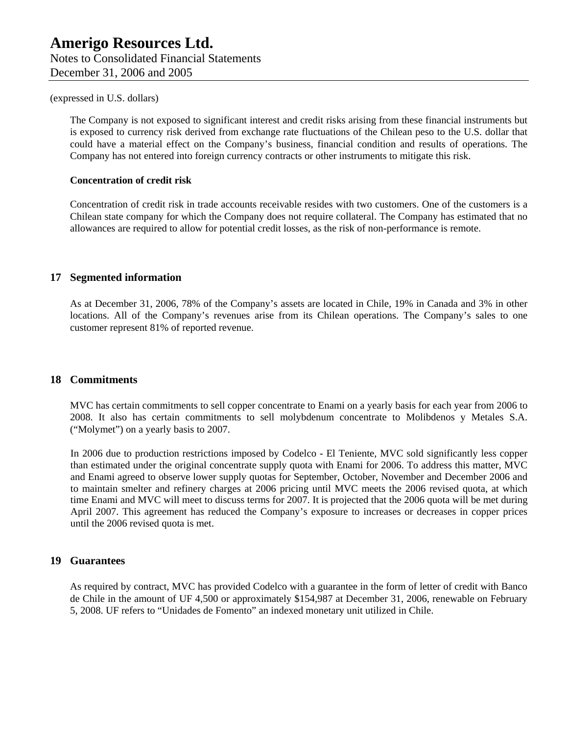(expressed in U.S. dollars)

The Company is not exposed to significant interest and credit risks arising from these financial instruments but is exposed to currency risk derived from exchange rate fluctuations of the Chilean peso to the U.S. dollar that could have a material effect on the Company's business, financial condition and results of operations. The Company has not entered into foreign currency contracts or other instruments to mitigate this risk.

**Concentration of credit risk**

Concentration of credit risk in trade accounts receivable resides with two customers. One of the customers is a Chilean state company for which the Company does not require collateral. The Company has estimated that no allowances are required to allow for potential credit losses, as the risk of non-performance is remote.

## 17 Segmented information

As at December 31, 2006, 78% of the Company's assets are located in Chile, 19% in Canada and 3% in other locations. All of the Company's revenues arise from its Chilean operations. The Company's sales to one customer represent 81% of reported revenue.

## 18 Commitments

MVC has certain commitments to sell copper concentrate to Enami on a yearly basis for each year from 2006 to 2008. It also has certain commitments to sell molybdenum concentrate to Molibdenos y Metales S.A. ("Molymet") on a yearly basis to 2007.

In 2006 due to production restrictions imposed by Codelco - El Teniente, MVC sold significantly less copper than estimated under the original concentrate supply quota with Enami for 2006. To address this matter, MVC and Enami agreed to observe lower supply quotas for September, October, November and December 2006 and to maintain smelter and refinery charges at 2006 pricing until MVC meets the 2006 revised quota, at which time Enami and MVC will meet to discuss terms for 2007. It is projected that the 2006 quota will be met during April 2007. This agreement has reduced the Company's exposure to increases or decreases in copper prices until the 2006 revised quota is met.

## 19 Guarantees

As required by contract, MVC has provided Codelco with a guarantee in the form of letter of credit with Banco de Chile in the amount of UF 4,500 or approximately $154,987 at December 31, 2006, renewable on February 5, 2008. UF refers to "Unidades de Fomento" an indexed monetary unit utilized in Chile.